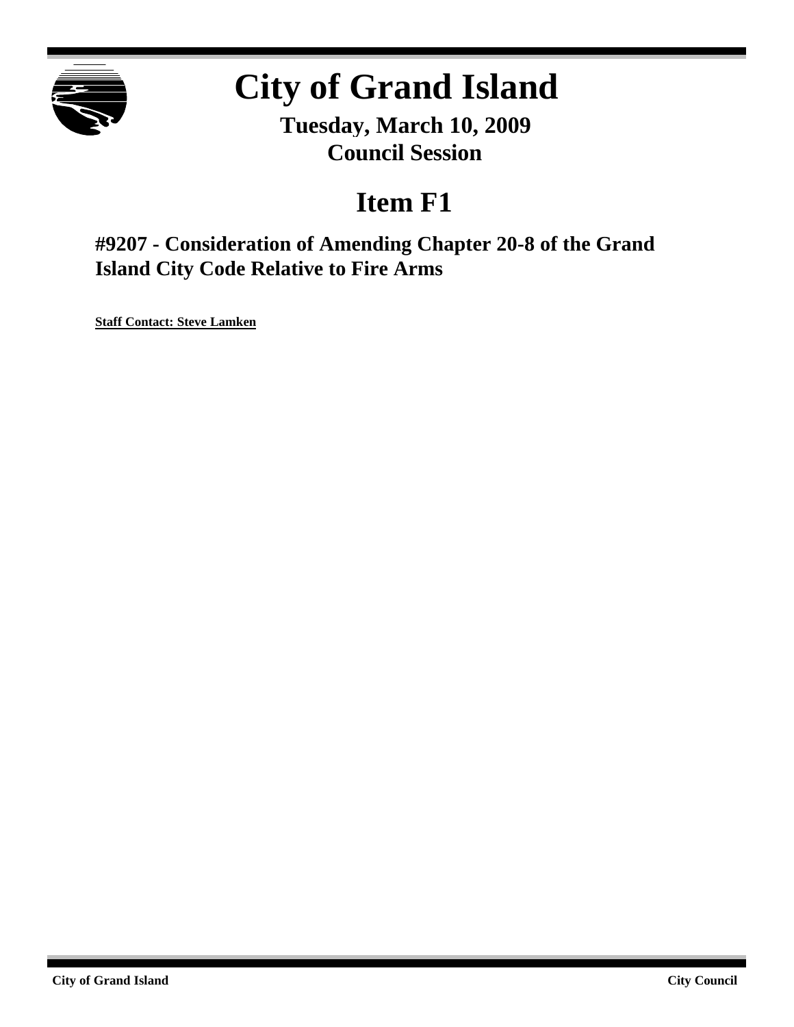# City of Grand Island

**Tuesday, March 10, 2009**
**Council Session**

## Item F1

### #9207 - Consideration of Amending Chapter 20-8 of the Grand Island City Code Relative to Fire Arms

**Staff Contact: Steve Lamken**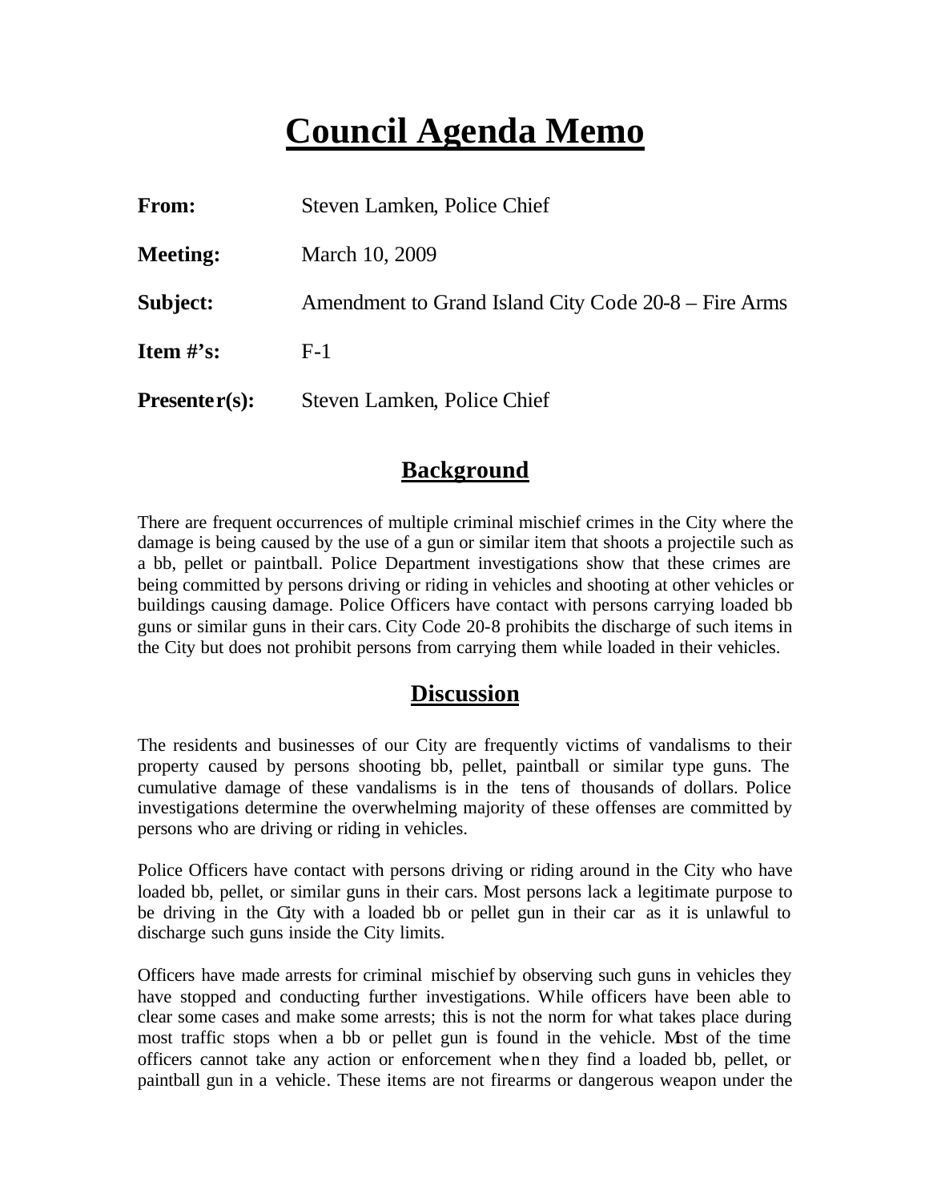# Council Agenda Memo

| | |
|---|---|
| **From:** | Steven Lamken, Police Chief |
| **Meeting:** | March 10, 2009 |
| **Subject:** | Amendment to Grand Island City Code 20-8 – Fire Arms |
| **Item #'s:** | F-1 |
| **Presenter(s):** | Steven Lamken, Police Chief |

## Background

There are frequent occurrences of multiple criminal mischief crimes in the City where the damage is being caused by the use of a gun or similar item that shoots a projectile such as a bb, pellet or paintball. Police Department investigations show that these crimes are being committed by persons driving or riding in vehicles and shooting at other vehicles or buildings causing damage. Police Officers have contact with persons carrying loaded bb guns or similar guns in their cars. City Code 20-8 prohibits the discharge of such items in the City but does not prohibit persons from carrying them while loaded in their vehicles.

## Discussion

The residents and businesses of our City are frequently victims of vandalisms to their property caused by persons shooting bb, pellet, paintball or similar type guns. The cumulative damage of these vandalisms is in the tens of thousands of dollars. Police investigations determine the overwhelming majority of these offenses are committed by persons who are driving or riding in vehicles.

Police Officers have contact with persons driving or riding around in the City who have loaded bb, pellet, or similar guns in their cars. Most persons lack a legitimate purpose to be driving in the City with a loaded bb or pellet gun in their car as it is unlawful to discharge such guns inside the City limits.

Officers have made arrests for criminal mischief by observing such guns in vehicles they have stopped and conducting further investigations. While officers have been able to clear some cases and make some arrests; this is not the norm for what takes place during most traffic stops when a bb or pellet gun is found in the vehicle. Most of the time officers cannot take any action or enforcement when they find a loaded bb, pellet, or paintball gun in a vehicle. These items are not firearms or dangerous weapon under the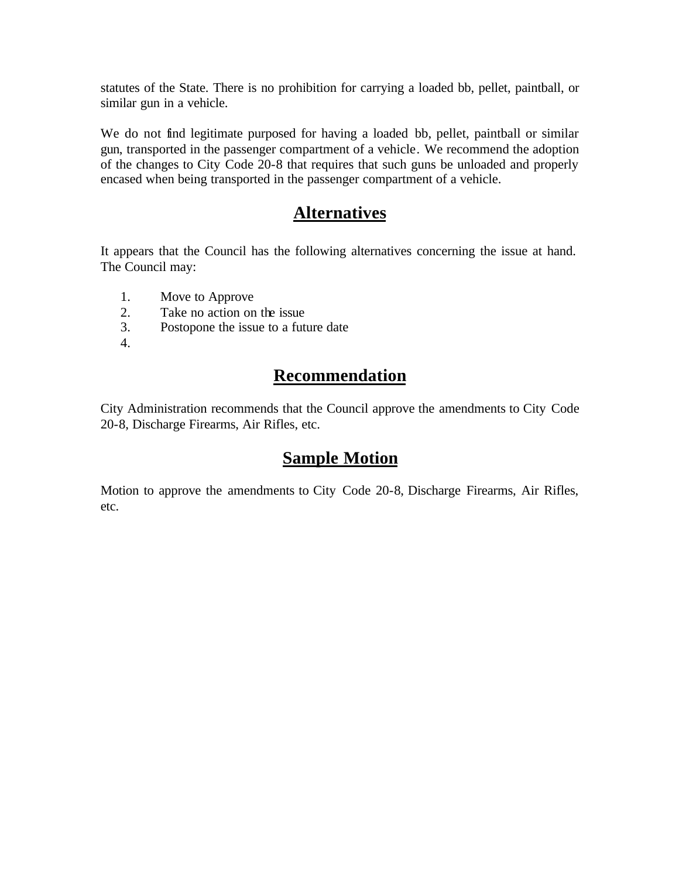statutes of the State. There is no prohibition for carrying a loaded bb, pellet, paintball, or similar gun in a vehicle.

We do not find legitimate purposed for having a loaded bb, pellet, paintball or similar gun, transported in the passenger compartment of a vehicle. We recommend the adoption of the changes to City Code 20-8 that requires that such guns be unloaded and properly encased when being transported in the passenger compartment of a vehicle.

## Alternatives

It appears that the Council has the following alternatives concerning the issue at hand. The Council may:

1. Move to Approve
2. Take no action on the issue
3. Postopone the issue to a future date
4. 

## Recommendation

City Administration recommends that the Council approve the amendments to City Code 20-8, Discharge Firearms, Air Rifles, etc.

## Sample Motion

Motion to approve the amendments to City Code 20-8, Discharge Firearms, Air Rifles, etc.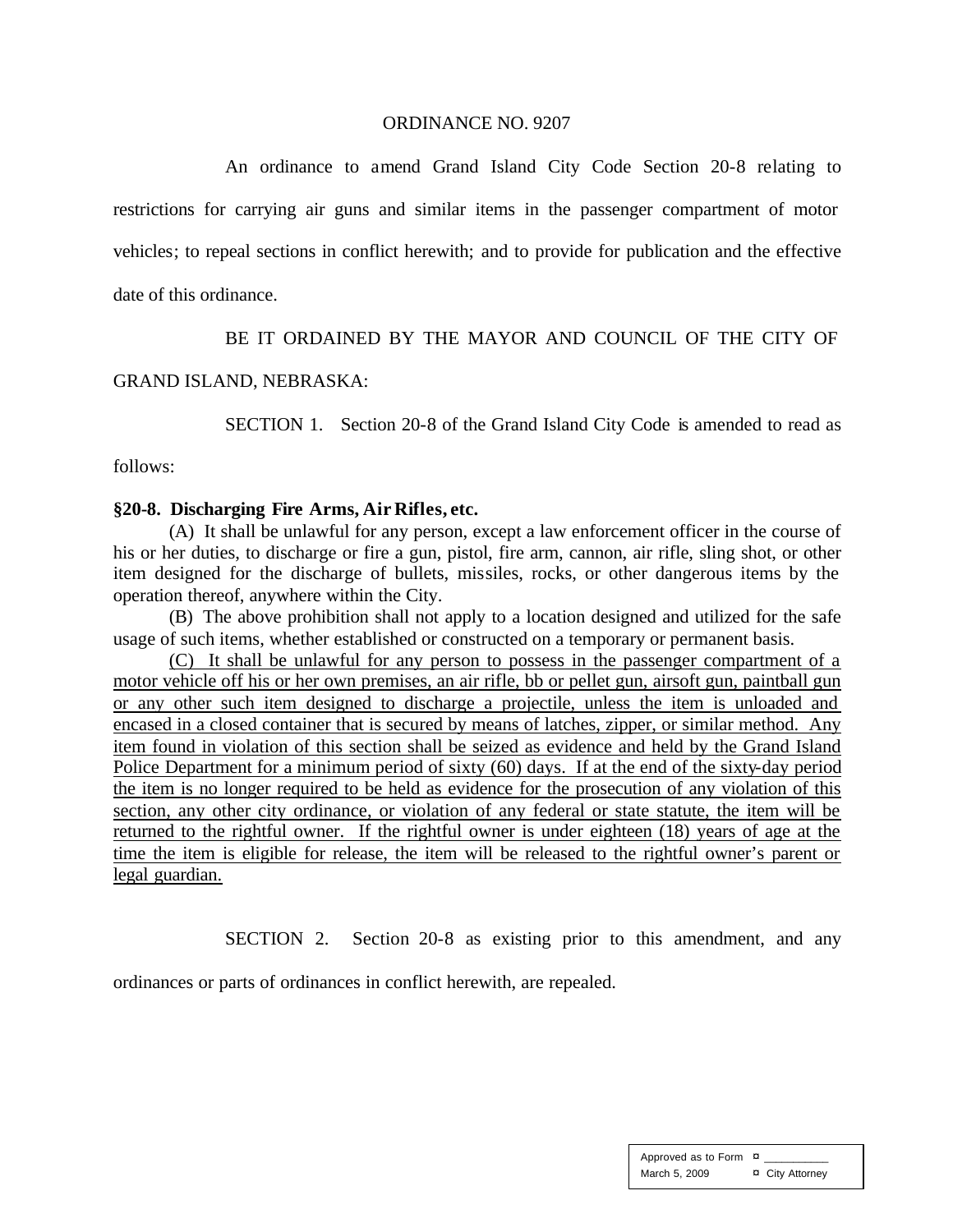ORDINANCE NO. 9207

An ordinance to amend Grand Island City Code Section 20-8 relating to restrictions for carrying air guns and similar items in the passenger compartment of motor vehicles; to repeal sections in conflict herewith; and to provide for publication and the effective date of this ordinance.

BE IT ORDAINED BY THE MAYOR AND COUNCIL OF THE CITY OF GRAND ISLAND, NEBRASKA:

SECTION 1. Section 20-8 of the Grand Island City Code is amended to read as follows:

**§20-8. Discharging Fire Arms, Air Rifles, etc.**

(A) It shall be unlawful for any person, except a law enforcement officer in the course of his or her duties, to discharge or fire a gun, pistol, fire arm, cannon, air rifle, sling shot, or other item designed for the discharge of bullets, missiles, rocks, or other dangerous items by the operation thereof, anywhere within the City.

(B) The above prohibition shall not apply to a location designed and utilized for the safe usage of such items, whether established or constructed on a temporary or permanent basis.

<u>(C) It shall be unlawful for any person to possess in the passenger compartment of a motor vehicle off his or her own premises, an air rifle, bb or pellet gun, airsoft gun, paintball gun or any other such item designed to discharge a projectile, unless the item is unloaded and encased in a closed container that is secured by means of latches, zipper, or similar method. Any item found in violation of this section shall be seized as evidence and held by the Grand Island Police Department for a minimum period of sixty (60) days. If at the end of the sixty-day period the item is no longer required to be held as evidence for the prosecution of any violation of this section, any other city ordinance, or violation of any federal or state statute, the item will be returned to the rightful owner. If the rightful owner is under eighteen (18) years of age at the time the item is eligible for release, the item will be released to the rightful owner's parent or legal guardian.</u>

SECTION 2. Section 20-8 as existing prior to this amendment, and any ordinances or parts of ordinances in conflict herewith, are repealed.

| Approved as to Form | ¤ ___________ |
| --- | --- |
| March 5, 2009 | ¤ City Attorney |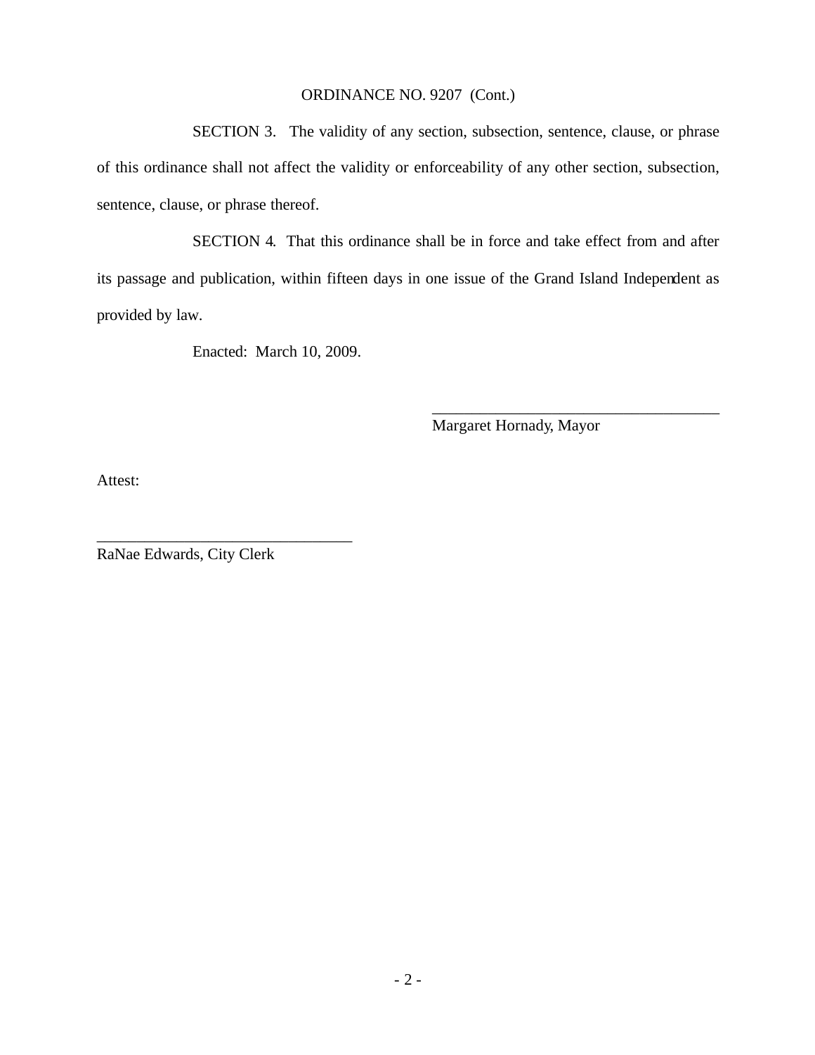ORDINANCE NO. 9207 (Cont.)

SECTION 3. The validity of any section, subsection, sentence, clause, or phrase of this ordinance shall not affect the validity or enforceability of any other section, subsection, sentence, clause, or phrase thereof.

SECTION 4. That this ordinance shall be in force and take effect from and after its passage and publication, within fifteen days in one issue of the Grand Island Independent as provided by law.

Enacted: March 10, 2009.

\_\_\_\_\_\_\_\_\_\_\_\_\_\_\_\_\_\_\_\_\_\_\_\_\_\_\_\_\_\_\_\_\_\_\_\_\_\_\_
Margaret Hornady, Mayor

Attest:

\_\_\_\_\_\_\_\_\_\_\_\_\_\_\_\_\_\_\_\_\_\_\_\_\_\_\_\_\_\_\_\_\_\_\_
RaNae Edwards, City Clerk